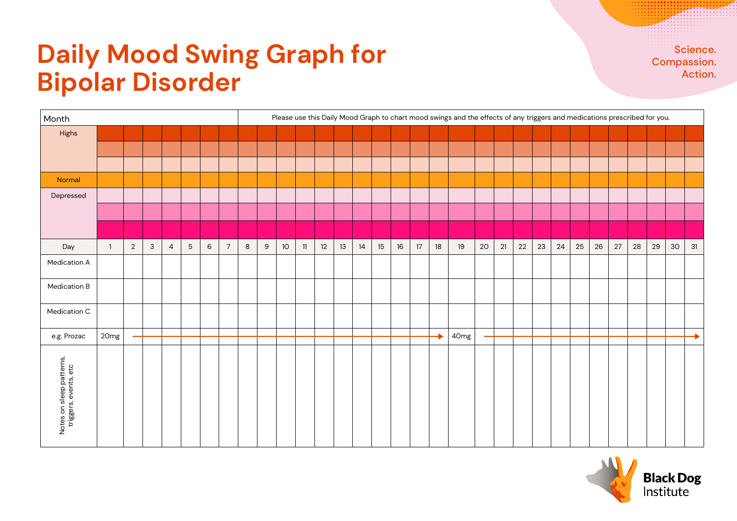# Daily Mood Swing Graph for Bipolar Disorder

Science.
Compassion.
Action.

| Month | | | | | | | | Please use this Daily Mood Graph to chart mood swings and the effects of any triggers and medications prescribed for you. | | | | | | | | | | | | | | | | | | | | | | | |
|---|---|---|---|---|---|---|---|---|---|---|---|---|---|---|---|---|---|---|---|---|---|---|---|---|---|---|---|---|---|---|---|
| Highs | | | | | | | | | | | | | | | | | | | | | | | | | | | | | | | |
| | | | | | | | | | | | | | | | | | | | | | | | | | | | | | | | |
| | | | | | | | | | | | | | | | | | | | | | | | | | | | | | | | |
| Normal | | | | | | | | | | | | | | | | | | | | | | | | | | | | | | | |
| Depressed | | | | | | | | | | | | | | | | | | | | | | | | | | | | | | | |
| | | | | | | | | | | | | | | | | | | | | | | | | | | | | | | | |
| | | | | | | | | | | | | | | | | | | | | | | | | | | | | | | | |
| Day | 1 | 2 | 3 | 4 | 5 | 6 | 7 | 8 | 9 | 10 | 11 | 12 | 13 | 14 | 15 | 16 | 17 | 18 | 19 | 20 | 21 | 22 | 23 | 24 | 25 | 26 | 27 | 28 | 29 | 30 | 31 |
| Medication A | | | | | | | | | | | | | | | | | | | | | | | | | | | | | | | |
| Medication B | | | | | | | | | | | | | | | | | | | | | | | | | | | | | | | |
| Medication C | | | | | | | | | | | | | | | | | | | | | | | | | | | | | | | |
| e.g. Prozac | 20mg | → | → | → | → | → | → | → | → | → | → | → | → | → | → | → | → | → | 40mg | → | → | → | → | → | → | → | → | → | → | → | → |
| Notes on sleep patterns, triggers, events, etc | | | | | | | | | | | | | | | | | | | | | | | | | | | | | | | |

Black Dog Institute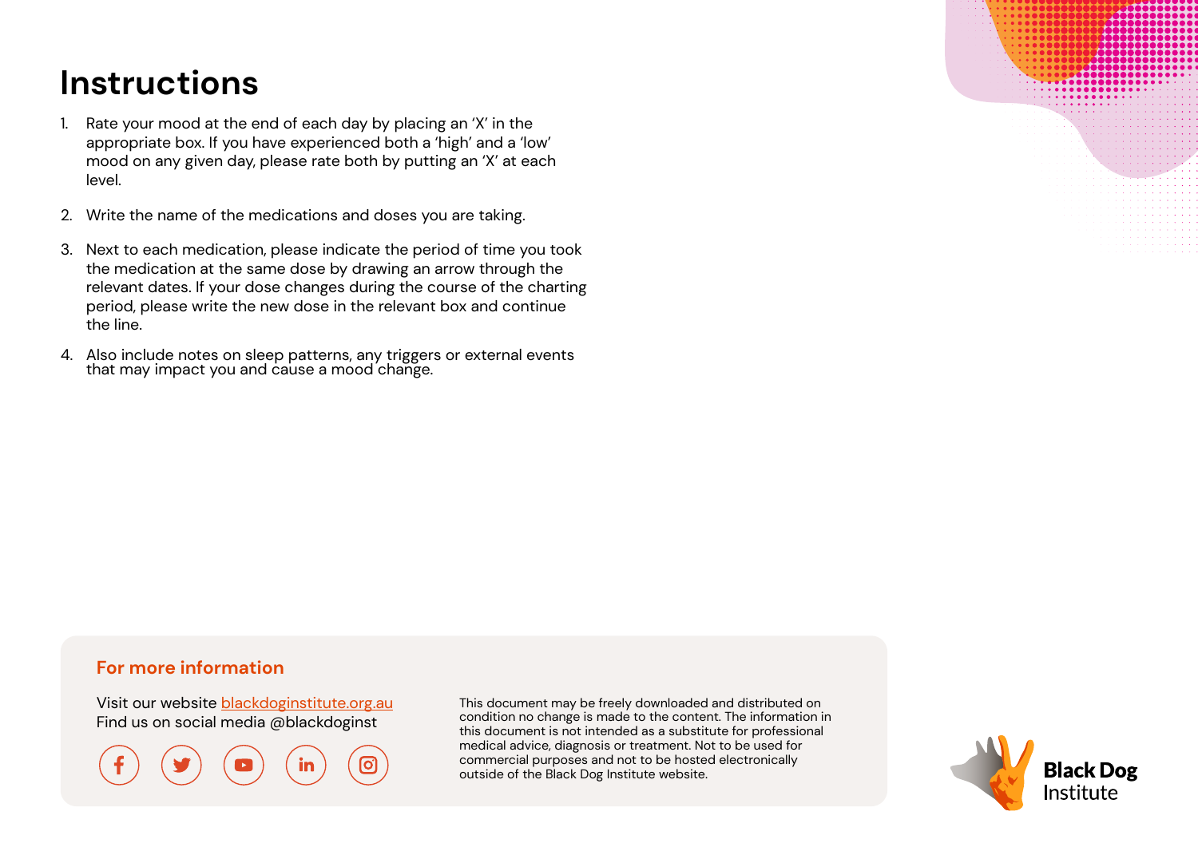# Instructions

1. Rate your mood at the end of each day by placing an 'X' in the appropriate box. If you have experienced both a 'high' and a 'low' mood on any given day, please rate both by putting an 'X' at each level.
2. Write the name of the medications and doses you are taking.
3. Next to each medication, please indicate the period of time you took the medication at the same dose by drawing an arrow through the relevant dates. If your dose changes during the course of the charting period, please write the new dose in the relevant box and continue the line.
4. Also include notes on sleep patterns, any triggers or external events that may impact you and cause a mood change.

## For more information

Visit our website [blackdoginstitute.org.au](https://blackdoginstitute.org.au)
Find us on social media @blackdoginst

This document may be freely downloaded and distributed on condition no change is made to the content. The information in this document is not intended as a substitute for professional medical advice, diagnosis or treatment. Not to be used for commercial purposes and not to be hosted electronically outside of the Black Dog Institute website.

Black Dog Institute